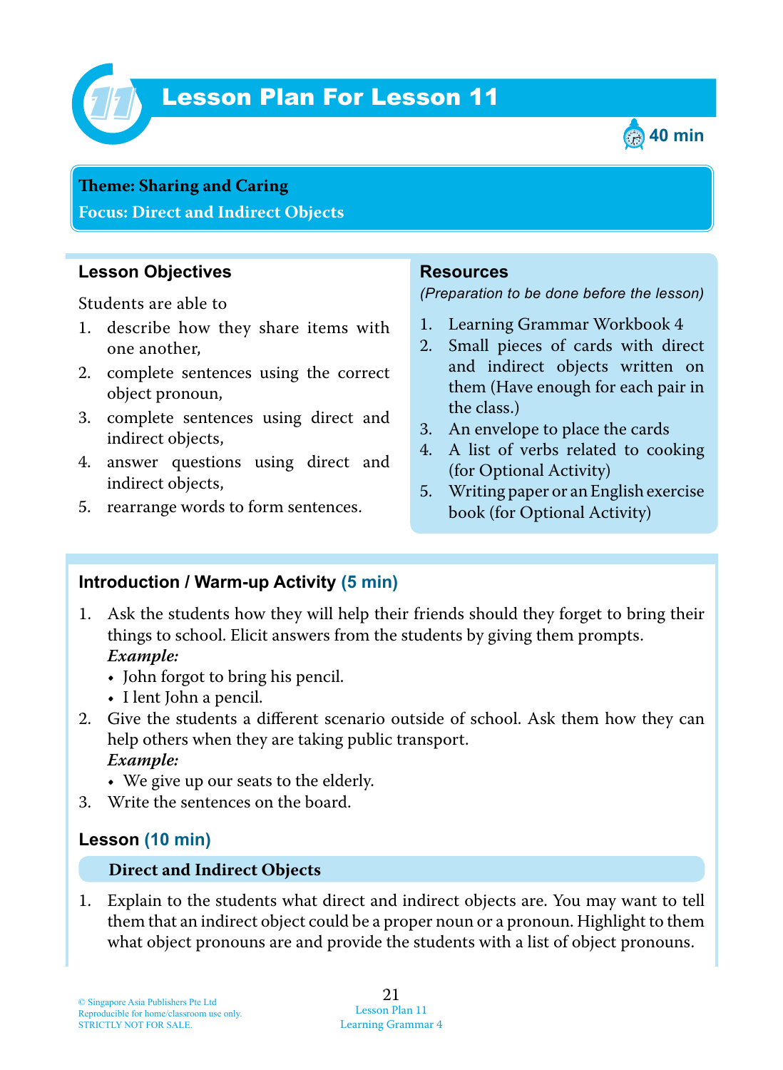# Lesson Plan For Lesson 11

40 min

**Theme: Sharing and Caring**
**Focus: Direct and Indirect Objects**

### Lesson Objectives

Students are able to

1. describe how they share items with one another,
2. complete sentences using the correct object pronoun,
3. complete sentences using direct and indirect objects,
4. answer questions using direct and indirect objects,
5. rearrange words to form sentences.

### Resources

*(Preparation to be done before the lesson)*

1. Learning Grammar Workbook 4
2. Small pieces of cards with direct and indirect objects written on them (Have enough for each pair in the class.)
3. An envelope to place the cards
4. A list of verbs related to cooking (for Optional Activity)
5. Writing paper or an English exercise book (for Optional Activity)

### Introduction / Warm-up Activity (5 min)

1. Ask the students how they will help their friends should they forget to bring their things to school. Elicit answers from the students by giving them prompts.
   ***Example:***
   - John forgot to bring his pencil.
   - I lent John a pencil.
2. Give the students a different scenario outside of school. Ask them how they can help others when they are taking public transport.
   ***Example:***
   - We give up our seats to the elderly.
3. Write the sentences on the board.

### Lesson (10 min)

**Direct and Indirect Objects**

1. Explain to the students what direct and indirect objects are. You may want to tell them that an indirect object could be a proper noun or a pronoun. Highlight to them what object pronouns are and provide the students with a list of object pronouns.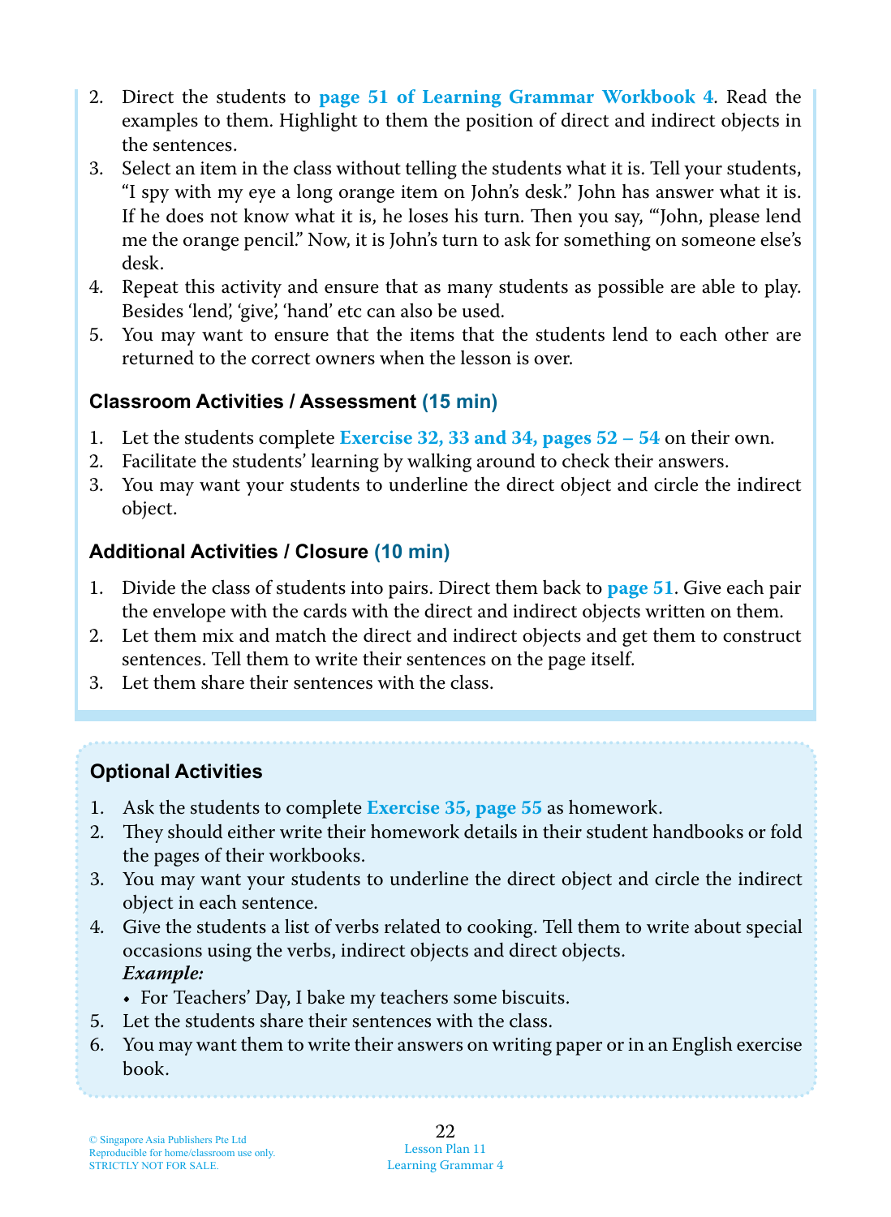2. Direct the students to **page 51 of Learning Grammar Workbook 4**. Read the examples to them. Highlight to them the position of direct and indirect objects in the sentences.
3. Select an item in the class without telling the students what it is. Tell your students, "I spy with my eye a long orange item on John's desk." John has answer what it is. If he does not know what it is, he loses his turn. Then you say, "'John, please lend me the orange pencil." Now, it is John's turn to ask for something on someone else's desk.
4. Repeat this activity and ensure that as many students as possible are able to play. Besides 'lend', 'give', 'hand' etc can also be used.
5. You may want to ensure that the items that the students lend to each other are returned to the correct owners when the lesson is over.

### Classroom Activities / Assessment (15 min)

1. Let the students complete **Exercise 32, 33 and 34, pages 52 – 54** on their own.
2. Facilitate the students' learning by walking around to check their answers.
3. You may want your students to underline the direct object and circle the indirect object.

### Additional Activities / Closure (10 min)

1. Divide the class of students into pairs. Direct them back to **page 51**. Give each pair the envelope with the cards with the direct and indirect objects written on them.
2. Let them mix and match the direct and indirect objects and get them to construct sentences. Tell them to write their sentences on the page itself.
3. Let them share their sentences with the class.

### Optional Activities

1. Ask the students to complete **Exercise 35, page 55** as homework.
2. They should either write their homework details in their student handbooks or fold the pages of their workbooks.
3. You may want your students to underline the direct object and circle the indirect object in each sentence.
4. Give the students a list of verbs related to cooking. Tell them to write about special occasions using the verbs, indirect objects and direct objects.
   ***Example:***
   - For Teachers' Day, I bake my teachers some biscuits.
5. Let the students share their sentences with the class.
6. You may want them to write their answers on writing paper or in an English exercise book.

© Singapore Asia Publishers Pte Ltd
Reproducible for home/classroom use only.
STRICTLY NOT FOR SALE.